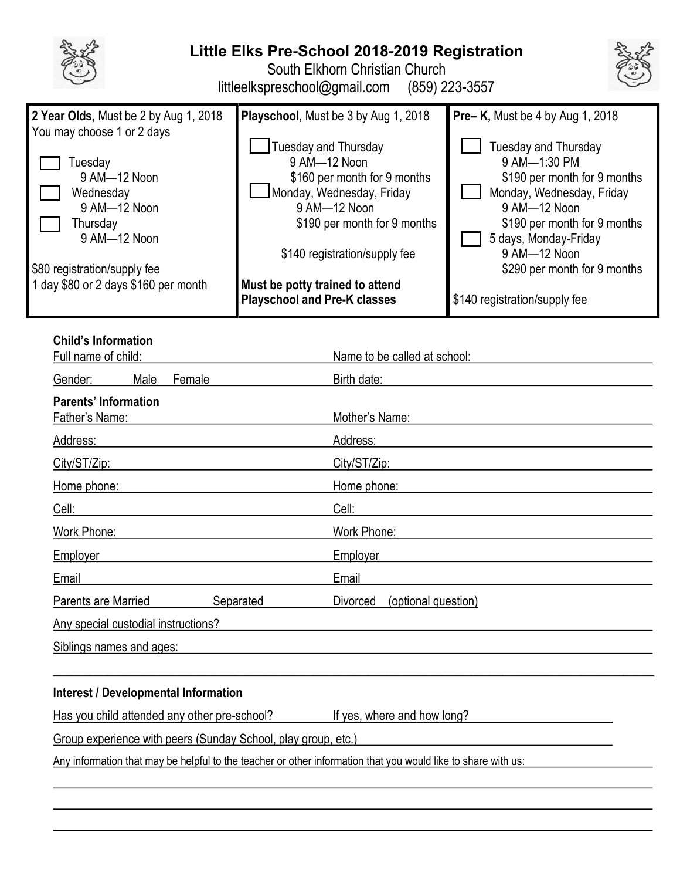# Little Elks Pre-School 2018-2019 Registration

South Elkhorn Christian Church
littleelkspreschool@gmail.com (859) 223-3557

| **2 Year Olds,** Must be 2 by Aug 1, 2018 | **Playschool,** Must be 3 by Aug 1, 2018 | **Pre– K,** Must be 4 by Aug 1, 2018 |
|---|---|---|
| You may choose 1 or 2 days<br><br>☐ Tuesday<br>9 AM—12 Noon<br>☐ Wednesday<br>9 AM—12 Noon<br>☐ Thursday<br>9 AM—12 Noon<br><br>$80 registration/supply fee<br>1 day $80 or 2 days $160 per month | ☐ Tuesday and Thursday<br>9 AM—12 Noon<br>$160 per month for 9 months<br>☐ Monday, Wednesday, Friday<br>9 AM—12 Noon<br>$190 per month for 9 months<br><br>$140 registration/supply fee<br><br>**Must be potty trained to attend Playschool and Pre-K classes** | ☐ Tuesday and Thursday<br>9 AM—1:30 PM<br>$190 per month for 9 months<br>☐ Monday, Wednesday, Friday<br>9 AM—12 Noon<br>$190 per month for 9 months<br>☐ 5 days, Monday-Friday<br>9 AM—12 Noon<br>$290 per month for 9 months<br><br>$140 registration/supply fee |

**Child's Information**

Full name of child: ____________________ Name to be called at school: ____________________

Gender: Male Female ____________________ Birth date: ____________________

**Parents' Information**

Father's Name: ____________________ Mother's Name: ____________________

Address: ____________________ Address: ____________________

City/ST/Zip: ____________________ City/ST/Zip: ____________________

Home phone: ____________________ Home phone: ____________________

Cell: ____________________ Cell: ____________________

Work Phone: ____________________ Work Phone: ____________________

Employer ____________________ Employer ____________________

Email ____________________ Email ____________________

Parents are Married Separated Divorced (optional question)

Any special custodial instructions? ____________________

Siblings names and ages: ____________________

______________________________________________________________________

**Interest / Developmental Information**

Has you child attended any other pre-school? ____________ If yes, where and how long? ____________________

Group experience with peers (Sunday School, play group, etc.) ____________________

Any information that may be helpful to the teacher or other information that you would like to share with us: ____________________

______________________________________________________________________

______________________________________________________________________

______________________________________________________________________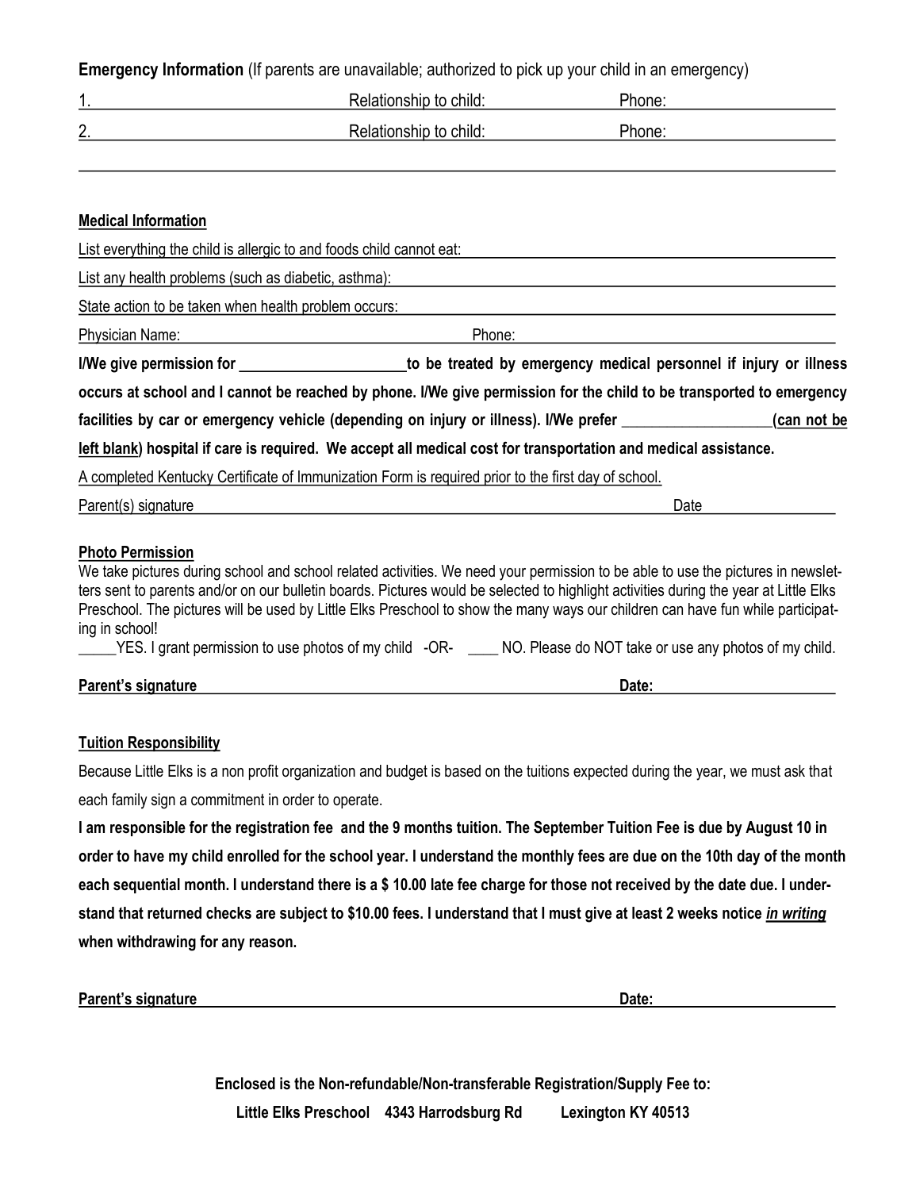**Emergency Information** (If parents are unavailable; authorized to pick up your child in an emergency)

1. ______________________ Relationship to child: ______________ Phone: ______________

2. ______________________ Relationship to child: ______________ Phone: ______________

______________________________________________________________________

**Medical Information**

List everything the child is allergic to and foods child cannot eat: ______________________

List any health problems (such as diabetic, asthma): ______________________

State action to be taken when health problem occurs: ______________________

Physician Name: ______________________ Phone: ______________________

**I/We give permission for ______________________ to be treated by emergency medical personnel if injury or illness occurs at school and I cannot be reached by phone. I/We give permission for the child to be transported to emergency facilities by car or emergency vehicle (depending on injury or illness). I/We prefer ____________________ (can not be left blank) hospital if care is required. We accept all medical cost for transportation and medical assistance.**

A completed Kentucky Certificate of Immunization Form is required prior to the first day of school.

Parent(s) signature ______________________ Date ______________

**Photo Permission**

We take pictures during school and school related activities. We need your permission to be able to use the pictures in newsletters sent to parents and/or on our bulletin boards. Pictures would be selected to highlight activities during the year at Little Elks Preschool. The pictures will be used by Little Elks Preschool to show the many ways our children can have fun while participating in school!

_____YES. I grant permission to use photos of my child -OR- ____ NO. Please do NOT take or use any photos of my child.

**Parent's signature ______________________ Date: ______________**

**Tuition Responsibility**

Because Little Elks is a non profit organization and budget is based on the tuitions expected during the year, we must ask that each family sign a commitment in order to operate.

**I am responsible for the registration fee and the 9 months tuition. The September Tuition Fee is due by August 10 in order to have my child enrolled for the school year. I understand the monthly fees are due on the 10th day of the month each sequential month. I understand there is a $ 10.00 late fee charge for those not received by the date due. I understand that returned checks are subject to $10.00 fees. I understand that I must give at least 2 weeks notice *in writing* when withdrawing for any reason.**

**Parent's signature ______________________ Date: ______________**

**Enclosed is the Non-refundable/Non-transferable Registration/Supply Fee to:**

**Little Elks Preschool 4343 Harrodsburg Rd Lexington KY 40513**